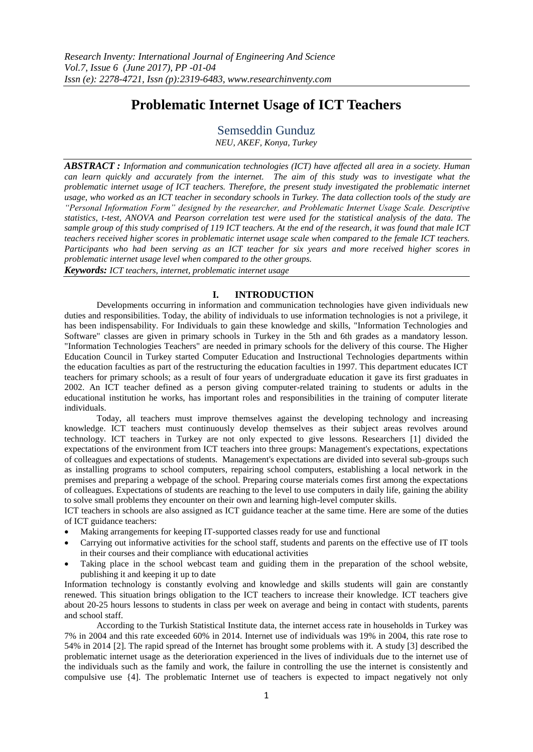# Problematic Internet Usage of ICT Teachers

Semseddin Gunduz

*NEU, AKEF, Konya, Turkey*

***ABSTRACT :*** *Information and communication technologies (ICT) have affected all area in a society. Human can learn quickly and accurately from the internet. The aim of this study was to investigate what the problematic internet usage of ICT teachers. Therefore, the present study investigated the problematic internet usage, who worked as an ICT teacher in secondary schools in Turkey. The data collection tools of the study are "Personal Information Form" designed by the researcher, and Problematic Internet Usage Scale. Descriptive statistics, t-test, ANOVA and Pearson correlation test were used for the statistical analysis of the data. The sample group of this study comprised of 119 ICT teachers. At the end of the research, it was found that male ICT teachers received higher scores in problematic internet usage scale when compared to the female ICT teachers. Participants who had been serving as an ICT teacher for six years and more received higher scores in problematic internet usage level when compared to the other groups.*

***Keywords:*** *ICT teachers, internet, problematic internet usage*

## I. INTRODUCTION

Developments occurring in information and communication technologies have given individuals new duties and responsibilities. Today, the ability of individuals to use information technologies is not a privilege, it has been indispensability. For Individuals to gain these knowledge and skills, "Information Technologies and Software" classes are given in primary schools in Turkey in the 5th and 6th grades as a mandatory lesson. "Information Technologies Teachers" are needed in primary schools for the delivery of this course. The Higher Education Council in Turkey started Computer Education and Instructional Technologies departments within the education faculties as part of the restructuring the education faculties in 1997. This department educates ICT teachers for primary schools; as a result of four years of undergraduate education it gave its first graduates in 2002. An ICT teacher defined as a person giving computer-related training to students or adults in the educational institution he works, has important roles and responsibilities in the training of computer literate individuals.

Today, all teachers must improve themselves against the developing technology and increasing knowledge. ICT teachers must continuously develop themselves as their subject areas revolves around technology. ICT teachers in Turkey are not only expected to give lessons. Researchers [1] divided the expectations of the environment from ICT teachers into three groups: Management's expectations, expectations of colleagues and expectations of students. Management's expectations are divided into several sub-groups such as installing programs to school computers, repairing school computers, establishing a local network in the premises and preparing a webpage of the school. Preparing course materials comes first among the expectations of colleagues. Expectations of students are reaching to the level to use computers in daily life, gaining the ability to solve small problems they encounter on their own and learning high-level computer skills.

ICT teachers in schools are also assigned as ICT guidance teacher at the same time. Here are some of the duties of ICT guidance teachers:

- Making arrangements for keeping IT-supported classes ready for use and functional
- Carrying out informative activities for the school staff, students and parents on the effective use of IT tools in their courses and their compliance with educational activities
- Taking place in the school webcast team and guiding them in the preparation of the school website, publishing it and keeping it up to date

Information technology is constantly evolving and knowledge and skills students will gain are constantly renewed. This situation brings obligation to the ICT teachers to increase their knowledge. ICT teachers give about 20-25 hours lessons to students in class per week on average and being in contact with students, parents and school staff.

According to the Turkish Statistical Institute data, the internet access rate in households in Turkey was 7% in 2004 and this rate exceeded 60% in 2014. Internet use of individuals was 19% in 2004, this rate rose to 54% in 2014 [2]. The rapid spread of the Internet has brought some problems with it. A study [3] described the problematic internet usage as the deterioration experienced in the lives of individuals due to the internet use of the individuals such as the family and work, the failure in controlling the use the internet is consistently and compulsive use {4]. The problematic Internet use of teachers is expected to impact negatively not only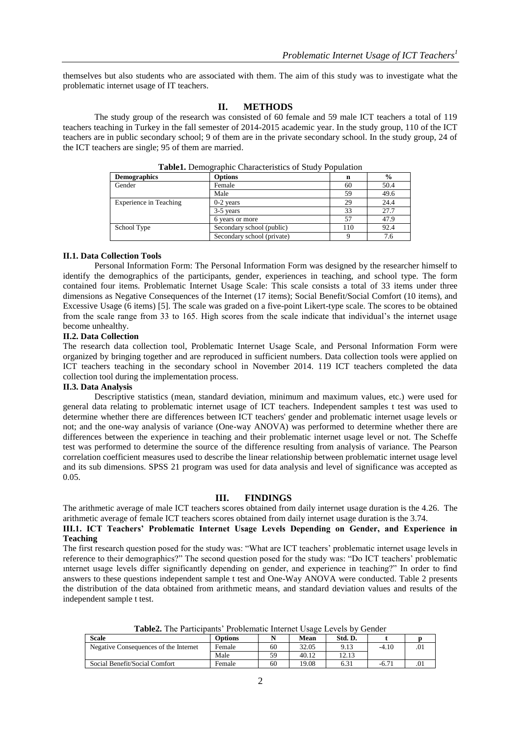themselves but also students who are associated with them. The aim of this study was to investigate what the problematic internet usage of IT teachers.

## II. METHODS

The study group of the research was consisted of 60 female and 59 male ICT teachers a total of 119 teachers teaching in Turkey in the fall semester of 2014-2015 academic year. In the study group, 110 of the ICT teachers are in public secondary school; 9 of them are in the private secondary school. In the study group, 24 of the ICT teachers are single; 95 of them are married.

**Table1.** Demographic Characteristics of Study Population

| Demographics | Options | n | % |
|---|---|---|---|
| Gender | Female | 60 | 50.4 |
| | Male | 59 | 49.6 |
| Experience in Teaching | 0-2 years | 29 | 24.4 |
| | 3-5 years | 33 | 27.7 |
| | 6 years or more | 57 | 47.9 |
| School Type | Secondary school (public) | 110 | 92.4 |
| | Secondary school (private) | 9 | 7.6 |

### II.1. Data Collection Tools

Personal Information Form: The Personal Information Form was designed by the researcher himself to identify the demographics of the participants, gender, experiences in teaching, and school type. The form contained four items. Problematic Internet Usage Scale: This scale consists a total of 33 items under three dimensions as Negative Consequences of the Internet (17 items); Social Benefit/Social Comfort (10 items), and Excessive Usage (6 items) [5]. The scale was graded on a five-point Likert-type scale. The scores to be obtained from the scale range from 33 to 165. High scores from the scale indicate that individual's the internet usage become unhealthy.

### II.2. Data Collection

The research data collection tool, Problematic Internet Usage Scale, and Personal Information Form were organized by bringing together and are reproduced in sufficient numbers. Data collection tools were applied on ICT teachers teaching in the secondary school in November 2014. 119 ICT teachers completed the data collection tool during the implementation process.

### II.3. Data Analysis

Descriptive statistics (mean, standard deviation, minimum and maximum values, etc.) were used for general data relating to problematic internet usage of ICT teachers. Independent samples t test was used to determine whether there are differences between ICT teachers' gender and problematic internet usage levels or not; and the one-way analysis of variance (One-way ANOVA) was performed to determine whether there are differences between the experience in teaching and their problematic internet usage level or not. The Scheffe test was performed to determine the source of the difference resulting from analysis of variance. The Pearson correlation coefficient measures used to describe the linear relationship between problematic internet usage level and its sub dimensions. SPSS 21 program was used for data analysis and level of significance was accepted as 0.05.

## III. FINDINGS

The arithmetic average of male ICT teachers scores obtained from daily internet usage duration is the 4.26. The arithmetic average of female ICT teachers scores obtained from daily internet usage duration is the 3.74.

### III.1. ICT Teachers' Problematic Internet Usage Levels Depending on Gender, and Experience in Teaching

The first research question posed for the study was: "What are ICT teachers' problematic internet usage levels in reference to their demographics?" The second question posed for the study was: "Do ICT teachers' problematic ınternet usage levels differ significantly depending on gender, and experience in teaching?" In order to find answers to these questions independent sample t test and One-Way ANOVA were conducted. Table 2 presents the distribution of the data obtained from arithmetic means, and standard deviation values and results of the independent sample t test.

**Table2.** The Participants' Problematic Internet Usage Levels by Gender

| Scale | Options | N | Mean | Std. D. | t | p |
|---|---|---|---|---|---|---|
| Negative Consequences of the Internet | Female | 60 | 32.05 | 9.13 | -4.10 | .01 |
| | Male | 59 | 40.12 | 12.13 | | |
| Social Benefit/Social Comfort | Female | 60 | 19.08 | 6.31 | -6.71 | .01 |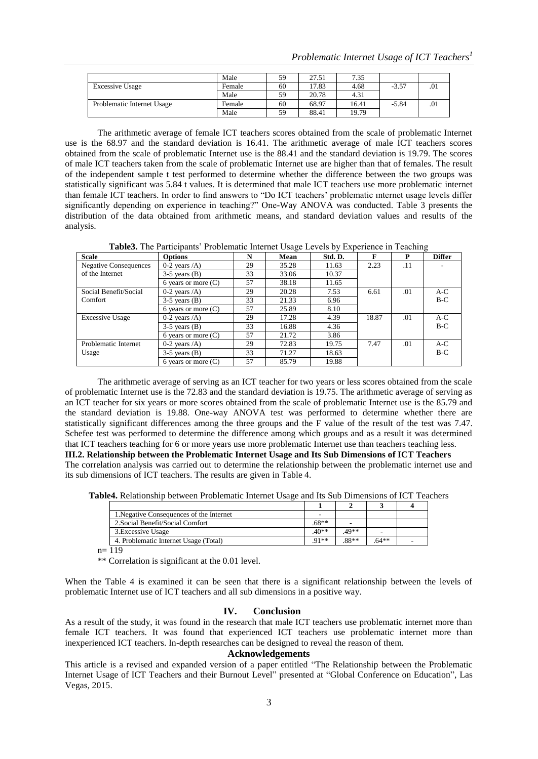| | Male | 59 | 27.51 | 7.35 | | |
|---|---|---|---|---|---|---|
| Excessive Usage | Female | 60 | 17.83 | 4.68 | -3.57 | .01 |
| | Male | 59 | 20.78 | 4.31 | | |
| Problematic Internet Usage | Female | 60 | 68.97 | 16.41 | -5.84 | .01 |
| | Male | 59 | 88.41 | 19.79 | | |

The arithmetic average of female ICT teachers scores obtained from the scale of problematic Internet use is the 68.97 and the standard deviation is 16.41. The arithmetic average of male ICT teachers scores obtained from the scale of problematic Internet use is the 88.41 and the standard deviation is 19.79. The scores of male ICT teachers taken from the scale of problematic Internet use are higher than that of females. The result of the independent sample t test performed to determine whether the difference between the two groups was statistically significant was 5.84 t values. It is determined that male ICT teachers use more problematic internet than female ICT teachers. In order to find answers to "Do ICT teachers' problematic ınternet usage levels differ significantly depending on experience in teaching?" One-Way ANOVA was conducted. Table 3 presents the distribution of the data obtained from arithmetic means, and standard deviation values and results of the analysis.

**Table3.** The Participants' Problematic Internet Usage Levels by Experience in Teaching

| Scale | Options | N | Mean | Std. D. | F | P | Differ |
|---|---|---|---|---|---|---|---|
| Negative Consequences of the Internet | 0-2 years /A) | 29 | 35.28 | 11.63 | 2.23 | .11 | - |
| | 3-5 years (B) | 33 | 33.06 | 10.37 | | | |
| | 6 years or more (C) | 57 | 38.18 | 11.65 | | | |
| Social Benefit/Social Comfort | 0-2 years /A) | 29 | 20.28 | 7.53 | 6.61 | .01 | A-C B-C |
| | 3-5 years (B) | 33 | 21.33 | 6.96 | | | |
| | 6 years or more (C) | 57 | 25.89 | 8.10 | | | |
| Excessive Usage | 0-2 years /A) | 29 | 17.28 | 4.39 | 18.87 | .01 | A-C B-C |
| | 3-5 years (B) | 33 | 16.88 | 4.36 | | | |
| | 6 years or more (C) | 57 | 21.72 | 3.86 | | | |
| Problematic Internet Usage | 0-2 years /A) | 29 | 72.83 | 19.75 | 7.47 | .01 | A-C B-C |
| | 3-5 years (B) | 33 | 71.27 | 18.63 | | | |
| | 6 years or more (C) | 57 | 85.79 | 19.88 | | | |

The arithmetic average of serving as an ICT teacher for two years or less scores obtained from the scale of problematic Internet use is the 72.83 and the standard deviation is 19.75. The arithmetic average of serving as an ICT teacher for six years or more scores obtained from the scale of problematic Internet use is the 85.79 and the standard deviation is 19.88. One-way ANOVA test was performed to determine whether there are statistically significant differences among the three groups and the F value of the result of the test was 7.47. Schefee test was performed to determine the difference among which groups and as a result it was determined that ICT teachers teaching for 6 or more years use more problematic Internet use than teachers teaching less.

**III.2. Relationship between the Problematic Internet Usage and Its Sub Dimensions of ICT Teachers**

The correlation analysis was carried out to determine the relationship between the problematic internet use and its sub dimensions of ICT teachers. The results are given in Table 4.

**Table4.** Relationship between Problematic Internet Usage and Its Sub Dimensions of ICT Teachers

| | 1 | 2 | 3 | 4 |
|---|---|---|---|---|
| 1.Negative Consequences of the Internet | - | | | |
| 2.Social Benefit/Social Comfort | .68** | - | | |
| 3.Excessive Usage | .40** | .49** | - | |
| 4. Problematic Internet Usage (Total) | .91** | .88** | .64** | - |

n= 119

** Correlation is significant at the 0.01 level.

When the Table 4 is examined it can be seen that there is a significant relationship between the levels of problematic Internet use of ICT teachers and all sub dimensions in a positive way.

## IV. Conclusion

As a result of the study, it was found in the research that male ICT teachers use problematic internet more than female ICT teachers. It was found that experienced ICT teachers use problematic internet more than inexperienced ICT teachers. In-depth researches can be designed to reveal the reason of them.

## Acknowledgements

This article is a revised and expanded version of a paper entitled "The Relationship between the Problematic Internet Usage of ICT Teachers and their Burnout Level" presented at "Global Conference on Education", Las Vegas, 2015.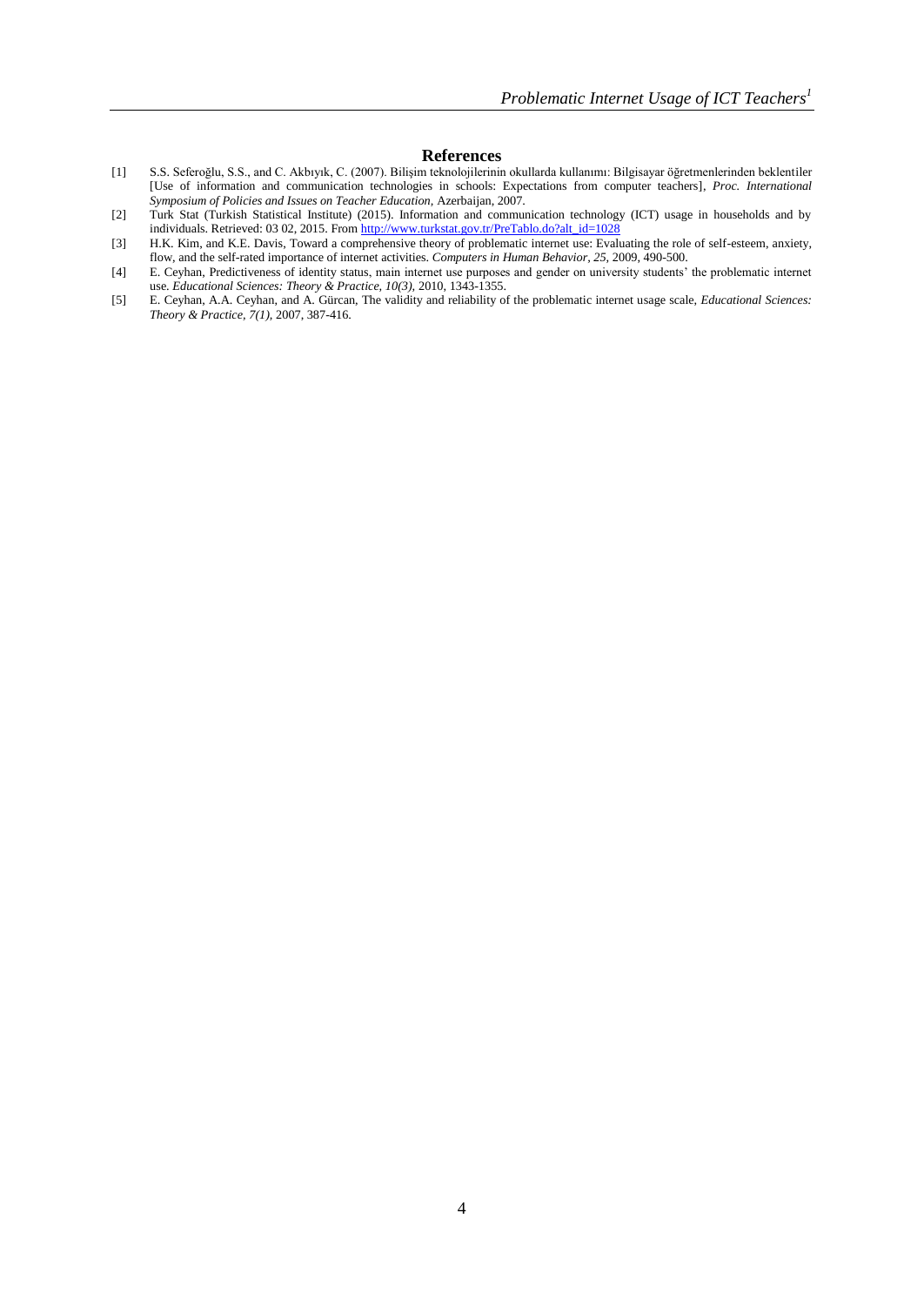## References

[1] S.S. Seferoğlu, S.S., and C. Akbıyık, C. (2007). Bilişim teknolojilerinin okullarda kullanımı: Bilgisayar öğretmenlerinden beklentiler [Use of information and communication technologies in schools: Expectations from computer teachers], *Proc. International Symposium of Policies and Issues on Teacher Education,* Azerbaijan, 2007.

[2] Turk Stat (Turkish Statistical Institute) (2015). Information and communication technology (ICT) usage in households and by individuals. Retrieved: 03 02, 2015. From http://www.turkstat.gov.tr/PreTablo.do?alt_id=1028

[3] H.K. Kim, and K.E. Davis, Toward a comprehensive theory of problematic internet use: Evaluating the role of self-esteem, anxiety, flow, and the self-rated importance of internet activities. *Computers in Human Behavior, 25,* 2009, 490-500.

[4] E. Ceyhan, Predictiveness of identity status, main internet use purposes and gender on university students' the problematic internet use. *Educational Sciences: Theory & Practice, 10(3),* 2010, 1343-1355.

[5] E. Ceyhan, A.A. Ceyhan, and A. Gürcan, The validity and reliability of the problematic internet usage scale, *Educational Sciences: Theory & Practice, 7(1),* 2007, 387-416.